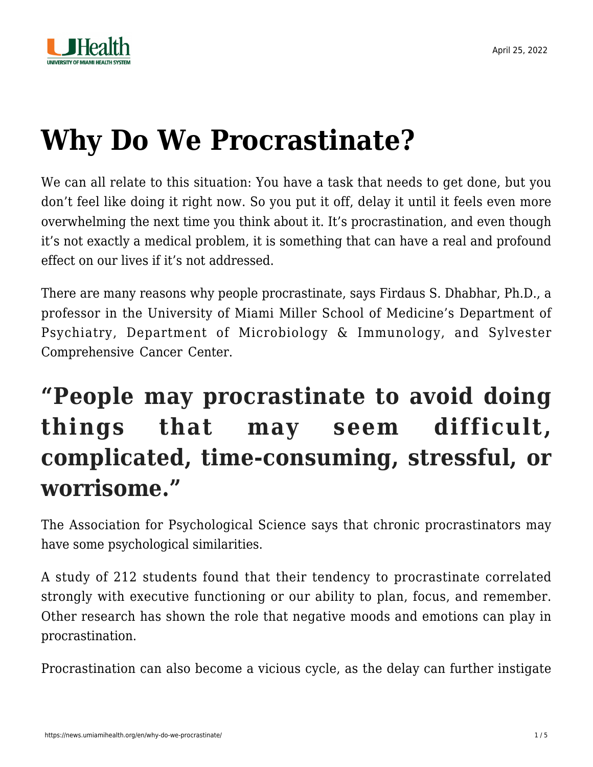# Why Do We Procrastinate?

We can all relate to this situation: You have a task that needs to get done, but you don't feel like doing it right now. So you put it off, delay it until it feels even more overwhelming the next time you think about it. It's procrastination, and even though it's not exactly a medical problem, it is something that can have a real and profound effect on our lives if it's not addressed.

There are many reasons why people procrastinate, says Firdaus S. Dhabhar, Ph.D., a professor in the University of Miami Miller School of Medicine's Department of Psychiatry, Department of Microbiology & Immunology, and Sylvester Comprehensive Cancer Center.

## "People may procrastinate to avoid doing things that may seem difficult, complicated, time-consuming, stressful, or worrisome."

The Association for Psychological Science says that chronic procrastinators may have some psychological similarities.

A study of 212 students found that their tendency to procrastinate correlated strongly with executive functioning or our ability to plan, focus, and remember. Other research has shown the role that negative moods and emotions can play in procrastination.

Procrastination can also become a vicious cycle, as the delay can further instigate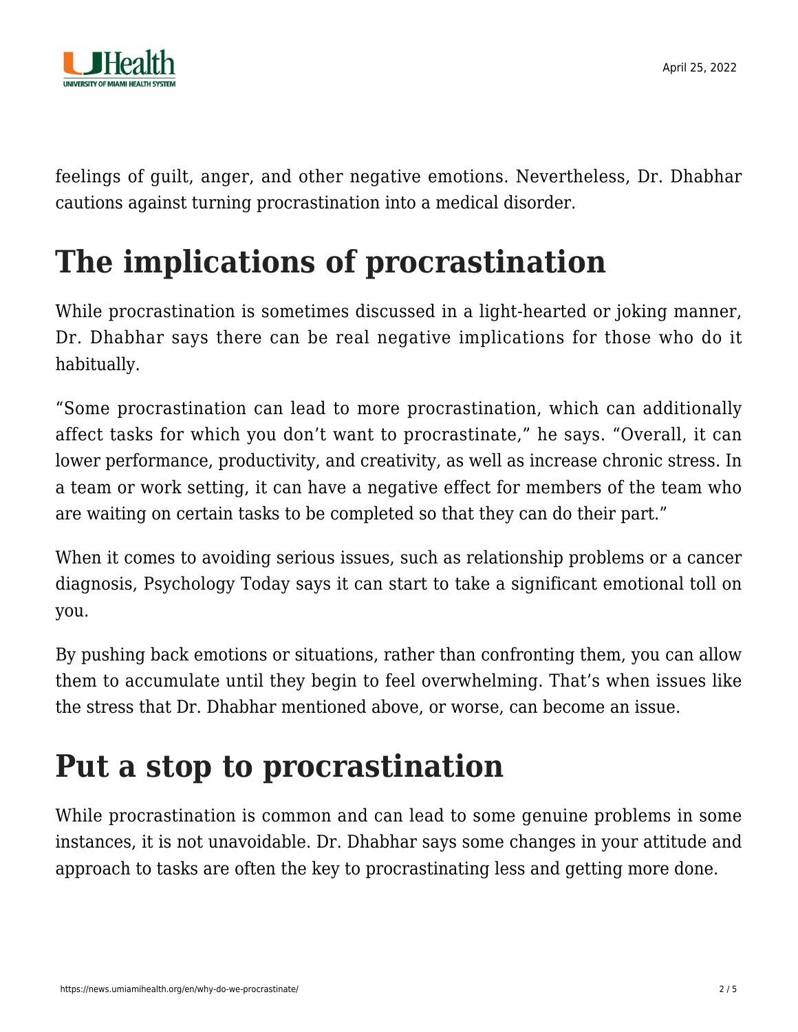feelings of guilt, anger, and other negative emotions. Nevertheless, Dr. Dhabhar cautions against turning procrastination into a medical disorder.

## The implications of procrastination

While procrastination is sometimes discussed in a light-hearted or joking manner, Dr. Dhabhar says there can be real negative implications for those who do it habitually.

“Some procrastination can lead to more procrastination, which can additionally affect tasks for which you don’t want to procrastinate,” he says. “Overall, it can lower performance, productivity, and creativity, as well as increase chronic stress. In a team or work setting, it can have a negative effect for members of the team who are waiting on certain tasks to be completed so that they can do their part.”

When it comes to avoiding serious issues, such as relationship problems or a cancer diagnosis, Psychology Today says it can start to take a significant emotional toll on you.

By pushing back emotions or situations, rather than confronting them, you can allow them to accumulate until they begin to feel overwhelming. That’s when issues like the stress that Dr. Dhabhar mentioned above, or worse, can become an issue.

## Put a stop to procrastination

While procrastination is common and can lead to some genuine problems in some instances, it is not unavoidable. Dr. Dhabhar says some changes in your attitude and approach to tasks are often the key to procrastinating less and getting more done.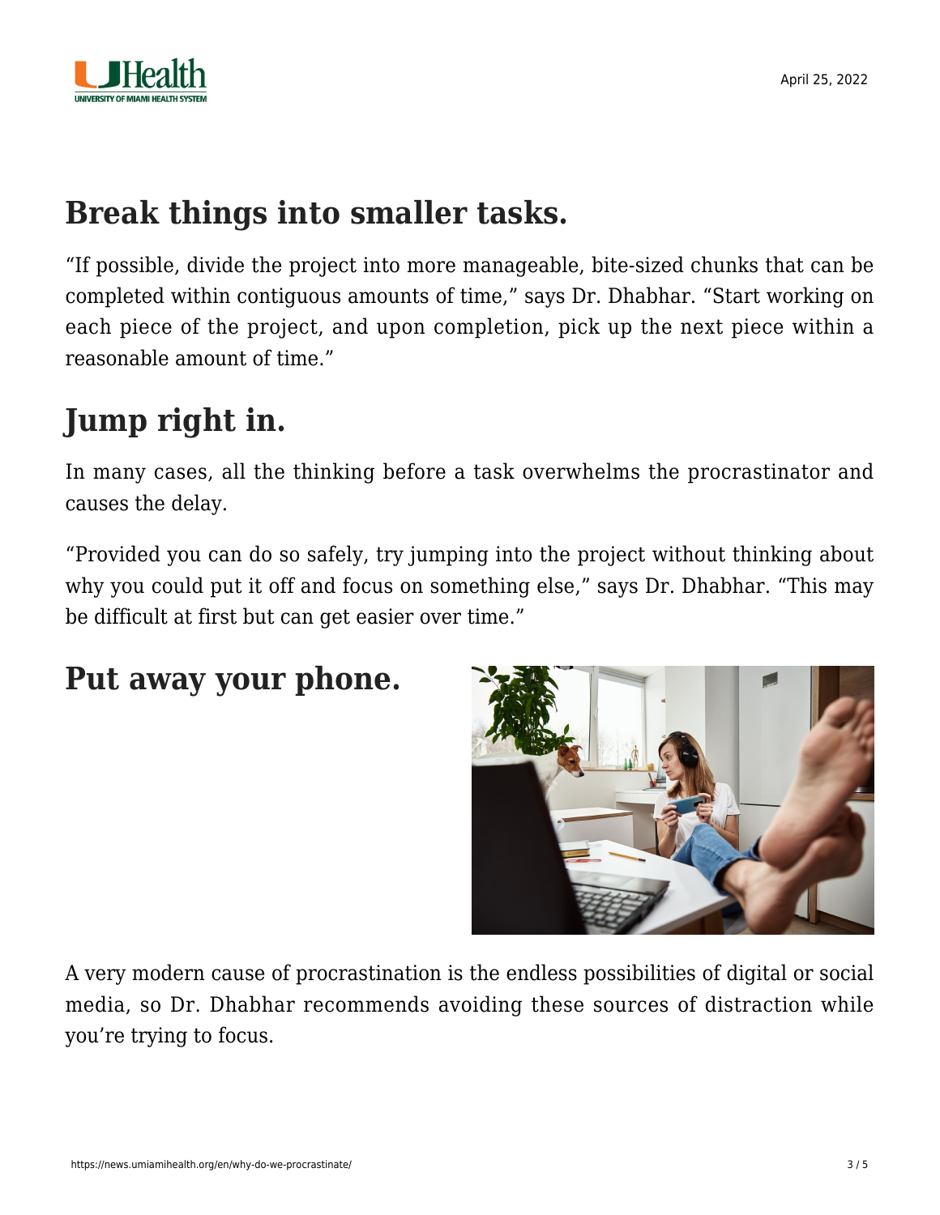## Break things into smaller tasks.

"If possible, divide the project into more manageable, bite-sized chunks that can be completed within contiguous amounts of time," says Dr. Dhabhar. "Start working on each piece of the project, and upon completion, pick up the next piece within a reasonable amount of time."

## Jump right in.

In many cases, all the thinking before a task overwhelms the procrastinator and causes the delay.

"Provided you can do so safely, try jumping into the project without thinking about why you could put it off and focus on something else," says Dr. Dhabhar. "This may be difficult at first but can get easier over time."

## Put away your phone.

A very modern cause of procrastination is the endless possibilities of digital or social media, so Dr. Dhabhar recommends avoiding these sources of distraction while you're trying to focus.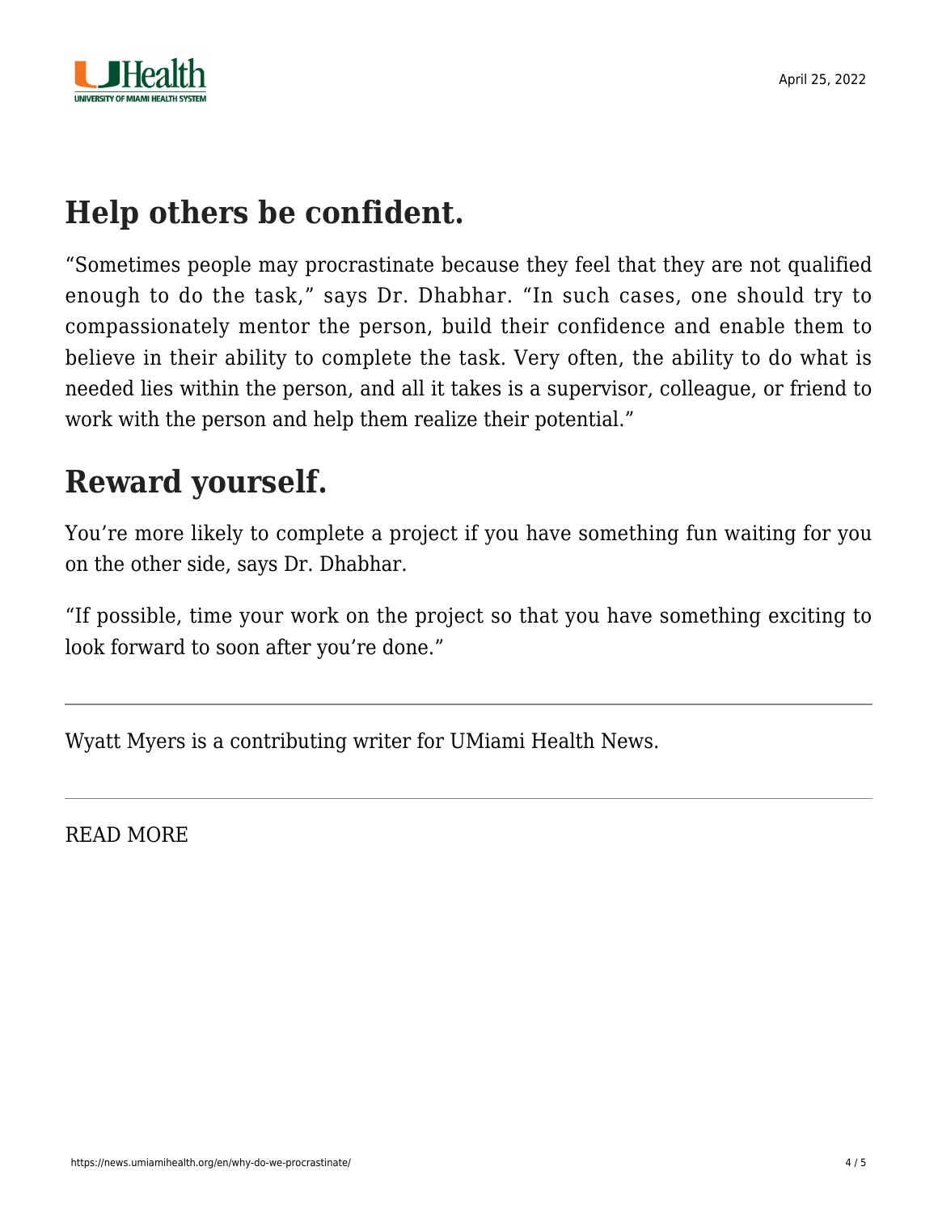## Help others be confident.

"Sometimes people may procrastinate because they feel that they are not qualified enough to do the task," says Dr. Dhabhar. "In such cases, one should try to compassionately mentor the person, build their confidence and enable them to believe in their ability to complete the task. Very often, the ability to do what is needed lies within the person, and all it takes is a supervisor, colleague, or friend to work with the person and help them realize their potential."

## Reward yourself.

You're more likely to complete a project if you have something fun waiting for you on the other side, says Dr. Dhabhar.

"If possible, time your work on the project so that you have something exciting to look forward to soon after you're done."

---

Wyatt Myers is a contributing writer for UMiami Health News.

---

READ MORE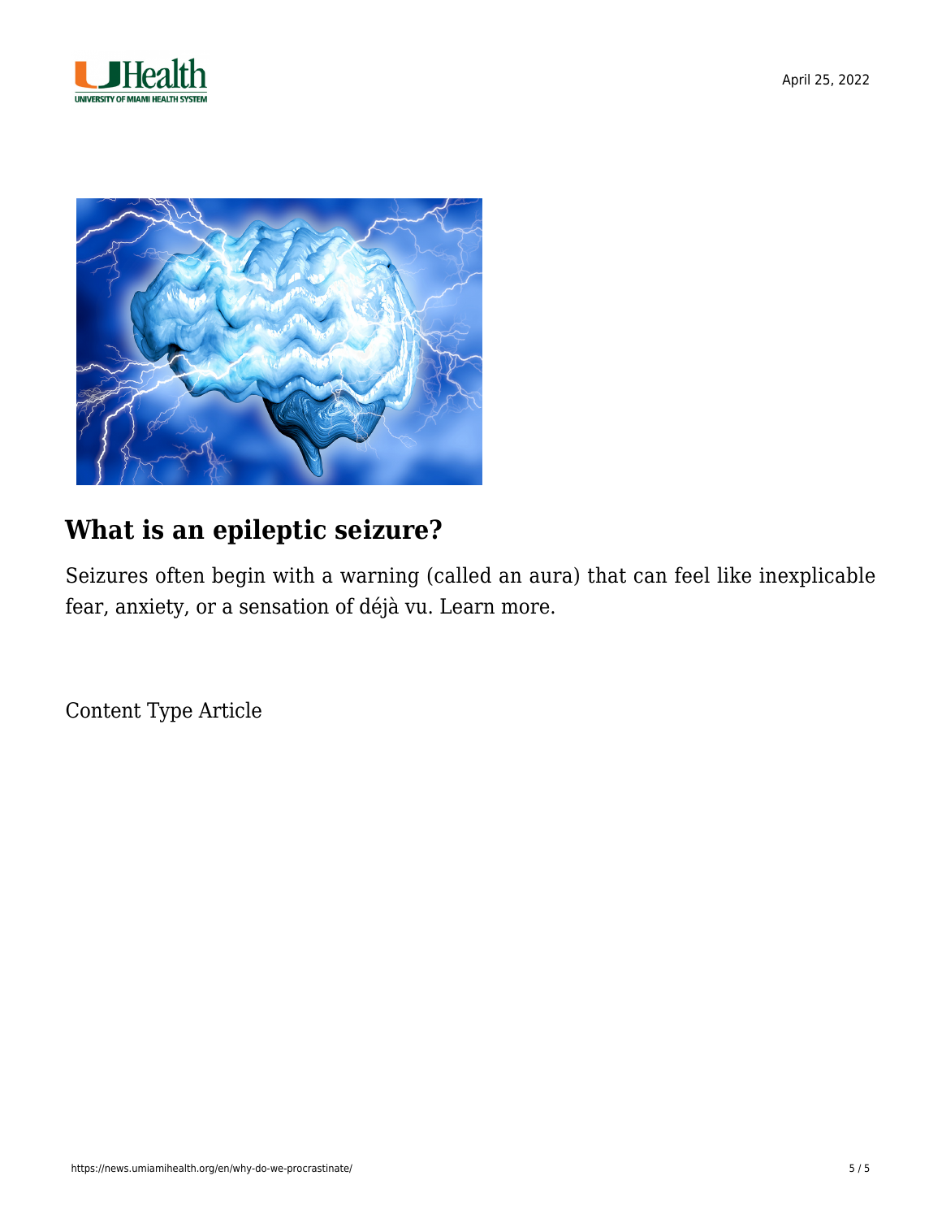## What is an epileptic seizure?

Seizures often begin with a warning (called an aura) that can feel like inexplicable fear, anxiety, or a sensation of déjà vu. Learn more.

Content Type Article